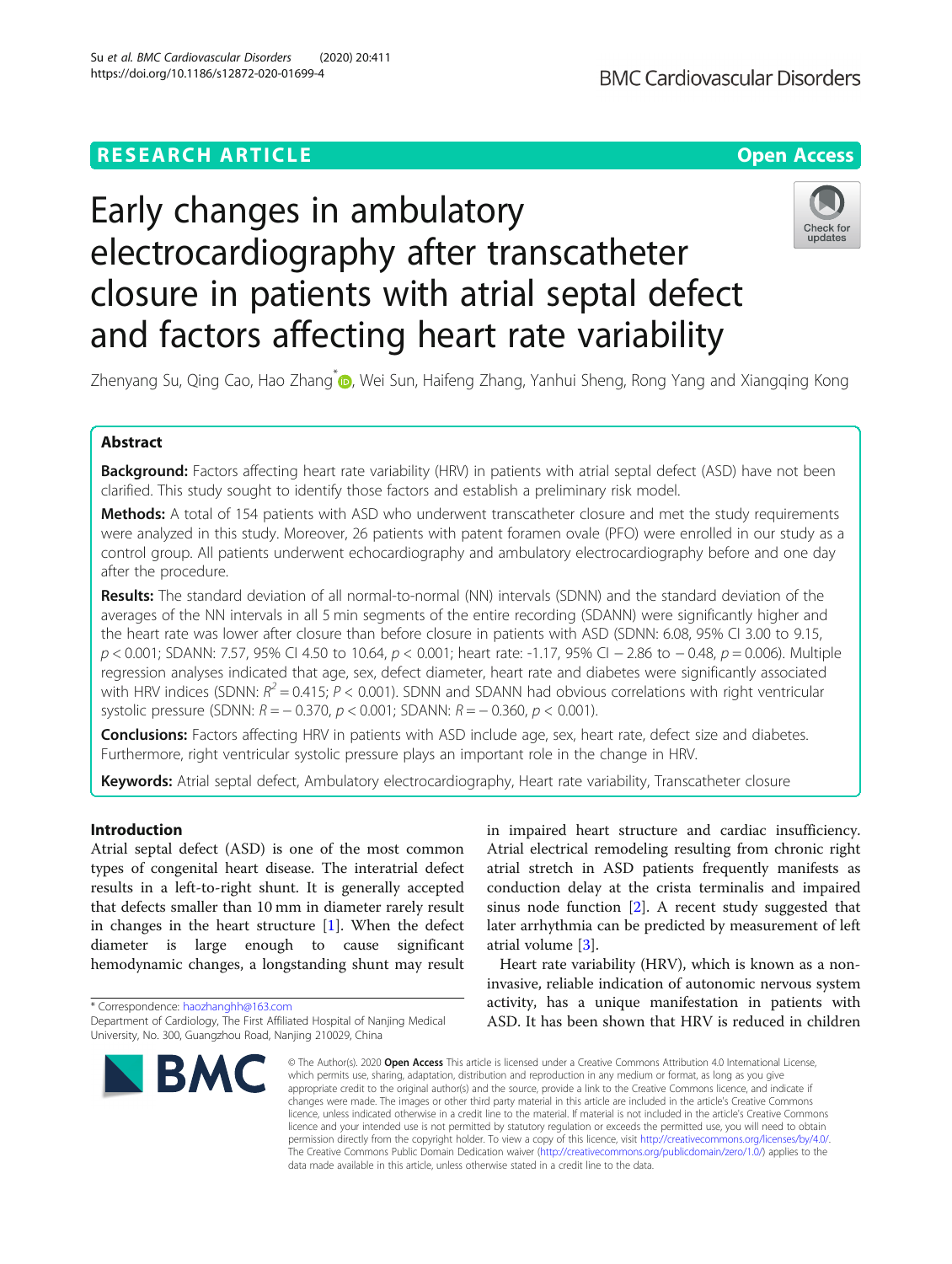RESEARCH ARTICLE

Open Access

# Early changes in ambulatory electrocardiography after transcatheter closure in patients with atrial septal defect and factors affecting heart rate variability

Zhenyang Su, Qing Cao, Hao Zhang*, Wei Sun, Haifeng Zhang, Yanhui Sheng, Rong Yang and Xiangqing Kong

## Abstract

**Background:** Factors affecting heart rate variability (HRV) in patients with atrial septal defect (ASD) have not been clarified. This study sought to identify those factors and establish a preliminary risk model.

**Methods:** A total of 154 patients with ASD who underwent transcatheter closure and met the study requirements were analyzed in this study. Moreover, 26 patients with patent foramen ovale (PFO) were enrolled in our study as a control group. All patients underwent echocardiography and ambulatory electrocardiography before and one day after the procedure.

**Results:** The standard deviation of all normal-to-normal (NN) intervals (SDNN) and the standard deviation of the averages of the NN intervals in all 5 min segments of the entire recording (SDANN) were significantly higher and the heart rate was lower after closure than before closure in patients with ASD (SDNN: 6.08, 95% CI 3.00 to 9.15, $p < 0.001$; SDANN: 7.57, 95% CI 4.50 to 10.64, $p < 0.001$; heart rate: -1.17, 95% CI − 2.86 to − 0.48, $p = 0.006$). Multiple regression analyses indicated that age, sex, defect diameter, heart rate and diabetes were significantly associated with HRV indices (SDNN: $R^2 = 0.415$; $P < 0.001$). SDNN and SDANN had obvious correlations with right ventricular systolic pressure (SDNN: $R = -0.370$, $p < 0.001$; SDANN: $R = -0.360$, $p < 0.001$).

**Conclusions:** Factors affecting HRV in patients with ASD include age, sex, heart rate, defect size and diabetes. Furthermore, right ventricular systolic pressure plays an important role in the change in HRV.

**Keywords:** Atrial septal defect, Ambulatory electrocardiography, Heart rate variability, Transcatheter closure

## Introduction

Atrial septal defect (ASD) is one of the most common types of congenital heart disease. The interatrial defect results in a left-to-right shunt. It is generally accepted that defects smaller than 10 mm in diameter rarely result in changes in the heart structure [1]. When the defect diameter is large enough to cause significant hemodynamic changes, a longstanding shunt may result in impaired heart structure and cardiac insufficiency. Atrial electrical remodeling resulting from chronic right atrial stretch in ASD patients frequently manifests as conduction delay at the crista terminalis and impaired sinus node function [2]. A recent study suggested that later arrhythmia can be predicted by measurement of left atrial volume [3].

Heart rate variability (HRV), which is known as a non-invasive, reliable indication of autonomic nervous system activity, has a unique manifestation in patients with ASD. It has been shown that HRV is reduced in children

* Correspondence: haozhanghh@163.com
Department of Cardiology, The First Affiliated Hospital of Nanjing Medical University, No. 300, Guangzhou Road, Nanjing 210029, China

© The Author(s). 2020 **Open Access** This article is licensed under a Creative Commons Attribution 4.0 International License, which permits use, sharing, adaptation, distribution and reproduction in any medium or format, as long as you give appropriate credit to the original author(s) and the source, provide a link to the Creative Commons licence, and indicate if changes were made. The images or other third party material in this article are included in the article's Creative Commons licence, unless indicated otherwise in a credit line to the material. If material is not included in the article's Creative Commons licence and your intended use is not permitted by statutory regulation or exceeds the permitted use, you will need to obtain permission directly from the copyright holder. To view a copy of this licence, visit http://creativecommons.org/licenses/by/4.0/. The Creative Commons Public Domain Dedication waiver (http://creativecommons.org/publicdomain/zero/1.0/) applies to the data made available in this article, unless otherwise stated in a credit line to the data.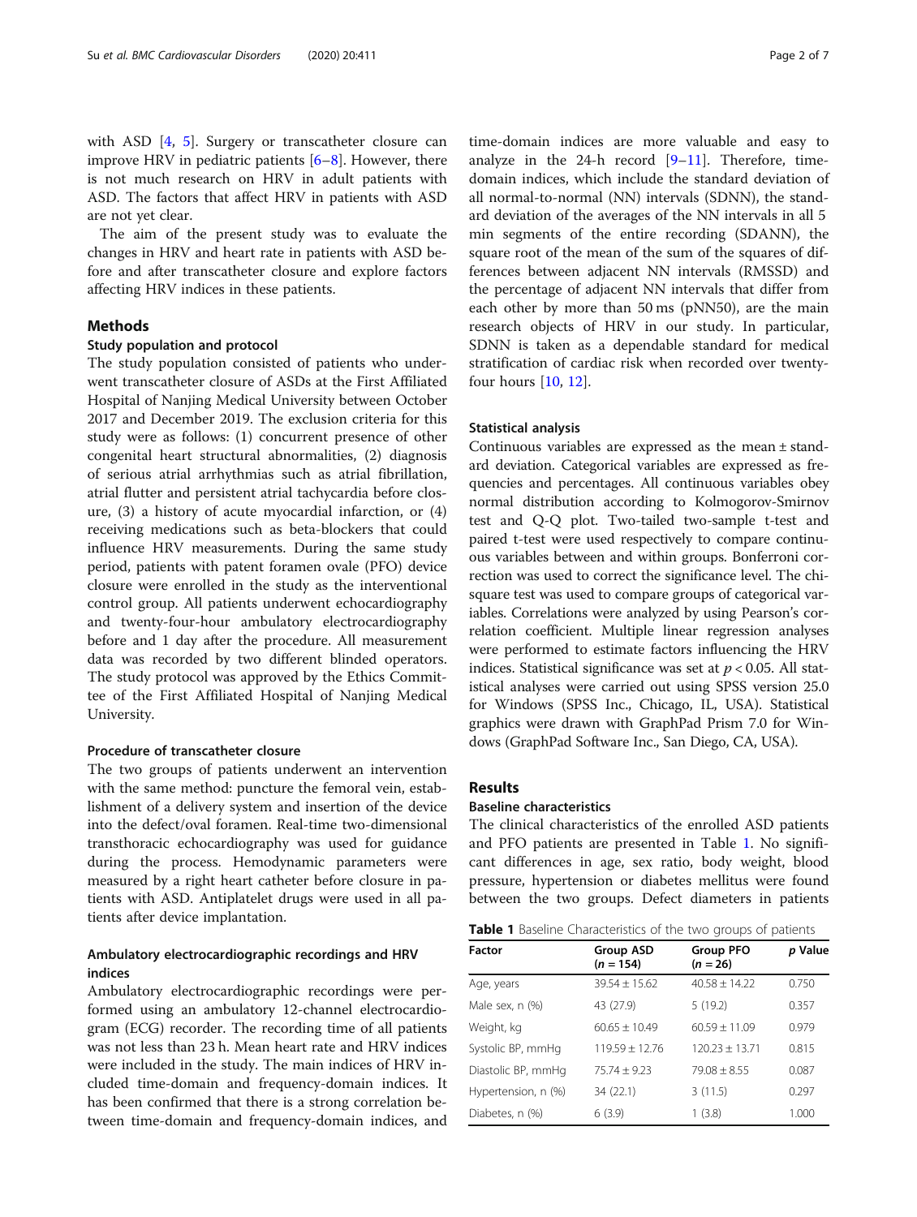with ASD [4, 5]. Surgery or transcatheter closure can improve HRV in pediatric patients [6–8]. However, there is not much research on HRV in adult patients with ASD. The factors that affect HRV in patients with ASD are not yet clear.

The aim of the present study was to evaluate the changes in HRV and heart rate in patients with ASD before and after transcatheter closure and explore factors affecting HRV indices in these patients.

## Methods

### Study population and protocol

The study population consisted of patients who underwent transcatheter closure of ASDs at the First Affiliated Hospital of Nanjing Medical University between October 2017 and December 2019. The exclusion criteria for this study were as follows: (1) concurrent presence of other congenital heart structural abnormalities, (2) diagnosis of serious atrial arrhythmias such as atrial fibrillation, atrial flutter and persistent atrial tachycardia before closure, (3) a history of acute myocardial infarction, or (4) receiving medications such as beta-blockers that could influence HRV measurements. During the same study period, patients with patent foramen ovale (PFO) device closure were enrolled in the study as the interventional control group. All patients underwent echocardiography and twenty-four-hour ambulatory electrocardiography before and 1 day after the procedure. All measurement data was recorded by two different blinded operators. The study protocol was approved by the Ethics Committee of the First Affiliated Hospital of Nanjing Medical University.

### Procedure of transcatheter closure

The two groups of patients underwent an intervention with the same method: puncture the femoral vein, establishment of a delivery system and insertion of the device into the defect/oval foramen. Real-time two-dimensional transthoracic echocardiography was used for guidance during the process. Hemodynamic parameters were measured by a right heart catheter before closure in patients with ASD. Antiplatelet drugs were used in all patients after device implantation.

### Ambulatory electrocardiographic recordings and HRV indices

Ambulatory electrocardiographic recordings were performed using an ambulatory 12-channel electrocardiogram (ECG) recorder. The recording time of all patients was not less than 23 h. Mean heart rate and HRV indices were included in the study. The main indices of HRV included time-domain and frequency-domain indices. It has been confirmed that there is a strong correlation between time-domain and frequency-domain indices, and time-domain indices are more valuable and easy to analyze in the 24-h record [9–11]. Therefore, time-domain indices, which include the standard deviation of all normal-to-normal (NN) intervals (SDNN), the standard deviation of the averages of the NN intervals in all 5 min segments of the entire recording (SDANN), the square root of the mean of the sum of the squares of differences between adjacent NN intervals (RMSSD) and the percentage of adjacent NN intervals that differ from each other by more than 50 ms (pNN50), are the main research objects of HRV in our study. In particular, SDNN is taken as a dependable standard for medical stratification of cardiac risk when recorded over twenty-four hours [10, 12].

### Statistical analysis

Continuous variables are expressed as the mean ± standard deviation. Categorical variables are expressed as frequencies and percentages. All continuous variables obey normal distribution according to Kolmogorov-Smirnov test and Q-Q plot. Two-tailed two-sample t-test and paired t-test were used respectively to compare continuous variables between and within groups. Bonferroni correction was used to correct the significance level. The chi-square test was used to compare groups of categorical variables. Correlations were analyzed by using Pearson's correlation coefficient. Multiple linear regression analyses were performed to estimate factors influencing the HRV indices. Statistical significance was set at $p < 0.05$. All statistical analyses were carried out using SPSS version 25.0 for Windows (SPSS Inc., Chicago, IL, USA). Statistical graphics were drawn with GraphPad Prism 7.0 for Windows (GraphPad Software Inc., San Diego, CA, USA).

## Results

### Baseline characteristics

The clinical characteristics of the enrolled ASD patients and PFO patients are presented in Table 1. No significant differences in age, sex ratio, body weight, blood pressure, hypertension or diabetes mellitus were found between the two groups. Defect diameters in patients

**Table 1** Baseline Characteristics of the two groups of patients

| Factor | Group ASD (*n* = 154) | Group PFO (*n* = 26) | *p* Value |
|---|---|---|---|
| Age, years | 39.54 ± 15.62 | 40.58 ± 14.22 | 0.750 |
| Male sex, n (%) | 43 (27.9) | 5 (19.2) | 0.357 |
| Weight, kg | 60.65 ± 10.49 | 60.59 ± 11.09 | 0.979 |
| Systolic BP, mmHg | 119.59 ± 12.76 | 120.23 ± 13.71 | 0.815 |
| Diastolic BP, mmHg | 75.74 ± 9.23 | 79.08 ± 8.55 | 0.087 |
| Hypertension, n (%) | 34 (22.1) | 3 (11.5) | 0.297 |
| Diabetes, n (%) | 6 (3.9) | 1 (3.8) | 1.000 |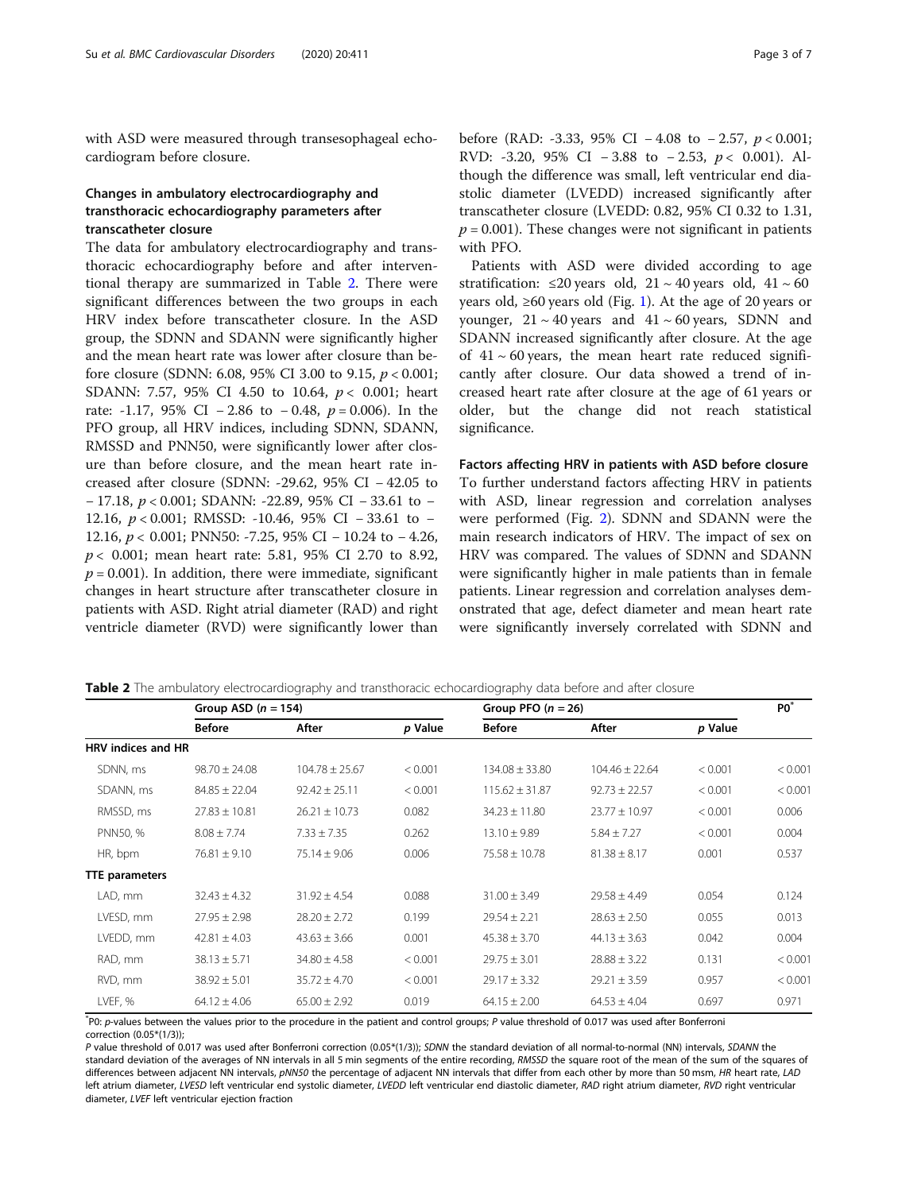with ASD were measured through transesophageal echocardiogram before closure.

### Changes in ambulatory electrocardiography and transthoracic echocardiography parameters after transcatheter closure

The data for ambulatory electrocardiography and transthoracic echocardiography before and after interventional therapy are summarized in Table 2. There were significant differences between the two groups in each HRV index before transcatheter closure. In the ASD group, the SDNN and SDANN were significantly higher and the mean heart rate was lower after closure than before closure (SDNN: 6.08, 95% CI 3.00 to 9.15, $p < 0.001$; SDANN: 7.57, 95% CI 4.50 to 10.64, $p < 0.001$; heart rate: -1.17, 95% CI − 2.86 to − 0.48, $p = 0.006$). In the PFO group, all HRV indices, including SDNN, SDANN, RMSSD and PNN50, were significantly lower after closure than before closure, and the mean heart rate increased after closure (SDNN: -29.62, 95% CI − 42.05 to − 17.18, $p < 0.001$; SDANN: -22.89, 95% CI − 33.61 to − 12.16, $p < 0.001$; RMSSD: -10.46, 95% CI − 33.61 to − 12.16, $p < 0.001$; PNN50: -7.25, 95% CI − 10.24 to − 4.26, $p < 0.001$; mean heart rate: 5.81, 95% CI 2.70 to 8.92, $p = 0.001$). In addition, there were immediate, significant changes in heart structure after transcatheter closure in patients with ASD. Right atrial diameter (RAD) and right ventricle diameter (RVD) were significantly lower than before (RAD: -3.33, 95% CI − 4.08 to − 2.57, $p < 0.001$; RVD: -3.20, 95% CI − 3.88 to − 2.53, $p < 0.001$). Although the difference was small, left ventricular end diastolic diameter (LVEDD) increased significantly after transcatheter closure (LVEDD: 0.82, 95% CI 0.32 to 1.31, $p = 0.001$). These changes were not significant in patients with PFO.

Patients with ASD were divided according to age stratification: ≤20 years old, 21 ~ 40 years old, 41 ~ 60 years old, ≥60 years old (Fig. 1). At the age of 20 years or younger, 21 ~ 40 years and 41 ~ 60 years, SDNN and SDANN increased significantly after closure. At the age of 41 ~ 60 years, the mean heart rate reduced significantly after closure. Our data showed a trend of increased heart rate after closure at the age of 61 years or older, but the change did not reach statistical significance.

### Factors affecting HRV in patients with ASD before closure

To further understand factors affecting HRV in patients with ASD, linear regression and correlation analyses were performed (Fig. 2). SDNN and SDANN were the main research indicators of HRV. The impact of sex on HRV was compared. The values of SDNN and SDANN were significantly higher in male patients than in female patients. Linear regression and correlation analyses demonstrated that age, defect diameter and mean heart rate were significantly inversely correlated with SDNN and

**Table 2** The ambulatory electrocardiography and transthoracic echocardiography data before and after closure

| | Group ASD (n = 154) | | | Group PFO (n = 26) | | | P0* |
|---|---|---|---|---|---|---|---|
| | **Before** | **After** | ***p* Value** | **Before** | **After** | ***p* Value** | |
| **HRV indices and HR** | | | | | | | |
| SDNN, ms | 98.70 ± 24.08 | 104.78 ± 25.67 | < 0.001 | 134.08 ± 33.80 | 104.46 ± 22.64 | < 0.001 | < 0.001 |
| SDANN, ms | 84.85 ± 22.04 | 92.42 ± 25.11 | < 0.001 | 115.62 ± 31.87 | 92.73 ± 22.57 | < 0.001 | < 0.001 |
| RMSSD, ms | 27.83 ± 10.81 | 26.21 ± 10.73 | 0.082 | 34.23 ± 11.80 | 23.77 ± 10.97 | < 0.001 | 0.006 |
| PNN50, % | 8.08 ± 7.74 | 7.33 ± 7.35 | 0.262 | 13.10 ± 9.89 | 5.84 ± 7.27 | < 0.001 | 0.004 |
| HR, bpm | 76.81 ± 9.10 | 75.14 ± 9.06 | 0.006 | 75.58 ± 10.78 | 81.38 ± 8.17 | 0.001 | 0.537 |
| **TTE parameters** | | | | | | | |
| LAD, mm | 32.43 ± 4.32 | 31.92 ± 4.54 | 0.088 | 31.00 ± 3.49 | 29.58 ± 4.49 | 0.054 | 0.124 |
| LVESD, mm | 27.95 ± 2.98 | 28.20 ± 2.72 | 0.199 | 29.54 ± 2.21 | 28.63 ± 2.50 | 0.055 | 0.013 |
| LVEDD, mm | 42.81 ± 4.03 | 43.63 ± 3.66 | 0.001 | 45.38 ± 3.70 | 44.13 ± 3.63 | 0.042 | 0.004 |
| RAD, mm | 38.13 ± 5.71 | 34.80 ± 4.58 | < 0.001 | 29.75 ± 3.01 | 28.88 ± 3.22 | 0.131 | < 0.001 |
| RVD, mm | 38.92 ± 5.01 | 35.72 ± 4.70 | < 0.001 | 29.17 ± 3.32 | 29.21 ± 3.59 | 0.957 | < 0.001 |
| LVEF, % | 64.12 ± 4.06 | 65.00 ± 2.92 | 0.019 | 64.15 ± 2.00 | 64.53 ± 4.04 | 0.697 | 0.971 |

*P0: p-values between the values prior to the procedure in the patient and control groups; P value threshold of 0.017 was used after Bonferroni correction (0.05*(1/3));

*P* value threshold of 0.017 was used after Bonferroni correction (0.05*(1/3)); *SDNN* the standard deviation of all normal-to-normal (NN) intervals, *SDANN* the standard deviation of the averages of NN intervals in all 5 min segments of the entire recording, *RMSSD* the square root of the mean of the sum of the squares of differences between adjacent NN intervals, *pNN50* the percentage of adjacent NN intervals that differ from each other by more than 50 msm, *HR* heart rate, *LAD* left atrium diameter, *LVESD* left ventricular end systolic diameter, *LVEDD* left ventricular end diastolic diameter, *RAD* right atrium diameter, *RVD* right ventricular diameter, *LVEF* left ventricular ejection fraction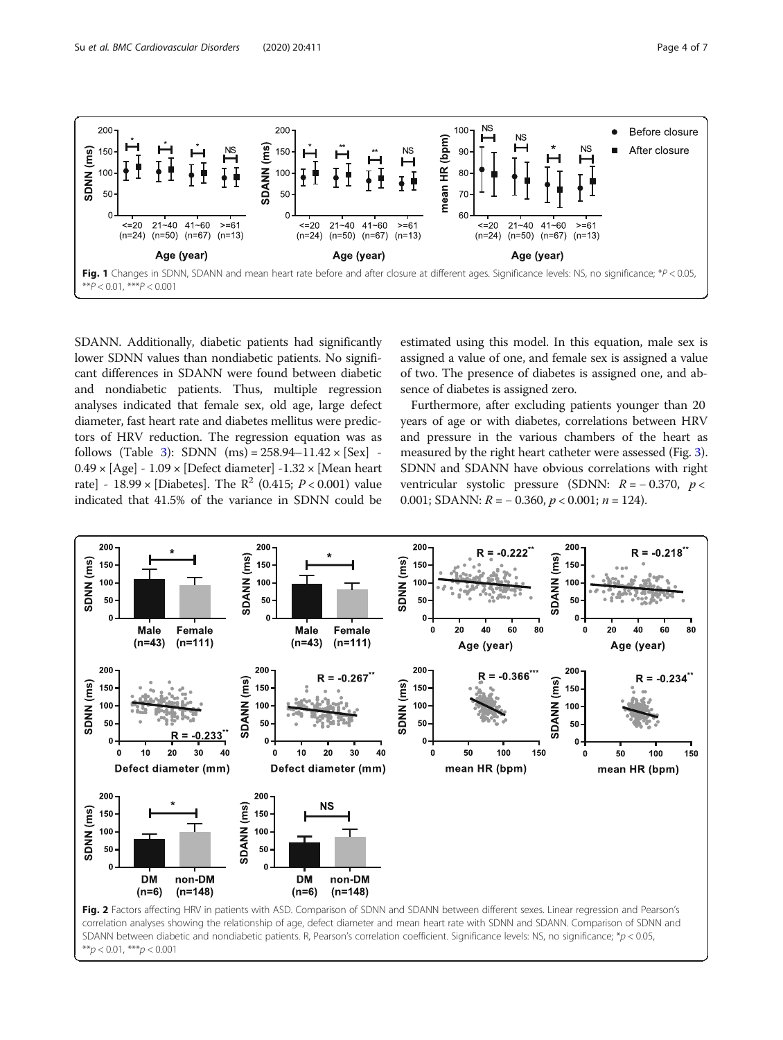Fig. 1 Changes in SDNN, SDANN and mean heart rate before and after closure at different ages. Significance levels: NS, no significance; *$P < 0.05$, **$P < 0.01$, ***$P < 0.001$

SDANN. Additionally, diabetic patients had significantly lower SDNN values than nondiabetic patients. No significant differences in SDANN were found between diabetic and nondiabetic patients. Thus, multiple regression analyses indicated that female sex, old age, large defect diameter, fast heart rate and diabetes mellitus were predictors of HRV reduction. The regression equation was as follows (Table 3): SDNN (ms) = 258.94–11.42 × [Sex] - 0.49 × [Age] - 1.09 × [Defect diameter] -1.32 × [Mean heart rate] - 18.99 × [Diabetes]. The $R^2$ (0.415; $P < 0.001$) value indicated that 41.5% of the variance in SDNN could be estimated using this model. In this equation, male sex is assigned a value of one, and female sex is assigned a value of two. The presence of diabetes is assigned one, and absence of diabetes is assigned zero.

Furthermore, after excluding patients younger than 20 years of age or with diabetes, correlations between HRV and pressure in the various chambers of the heart as measured by the right heart catheter were assessed (Fig. 3). SDNN and SDANN have obvious correlations with right ventricular systolic pressure (SDNN: $R = -0.370$, $p < 0.001$; SDANN: $R = -0.360$, $p < 0.001$; $n = 124$).

Fig. 2 Factors affecting HRV in patients with ASD. Comparison of SDNN and SDANN between different sexes. Linear regression and Pearson's correlation analyses showing the relationship of age, defect diameter and mean heart rate with SDNN and SDANN. Comparison of SDNN and SDANN between diabetic and nondiabetic patients. R, Pearson's correlation coefficient. Significance levels: NS, no significance; *$p < 0.05$, **$p < 0.01$, ***$p < 0.001$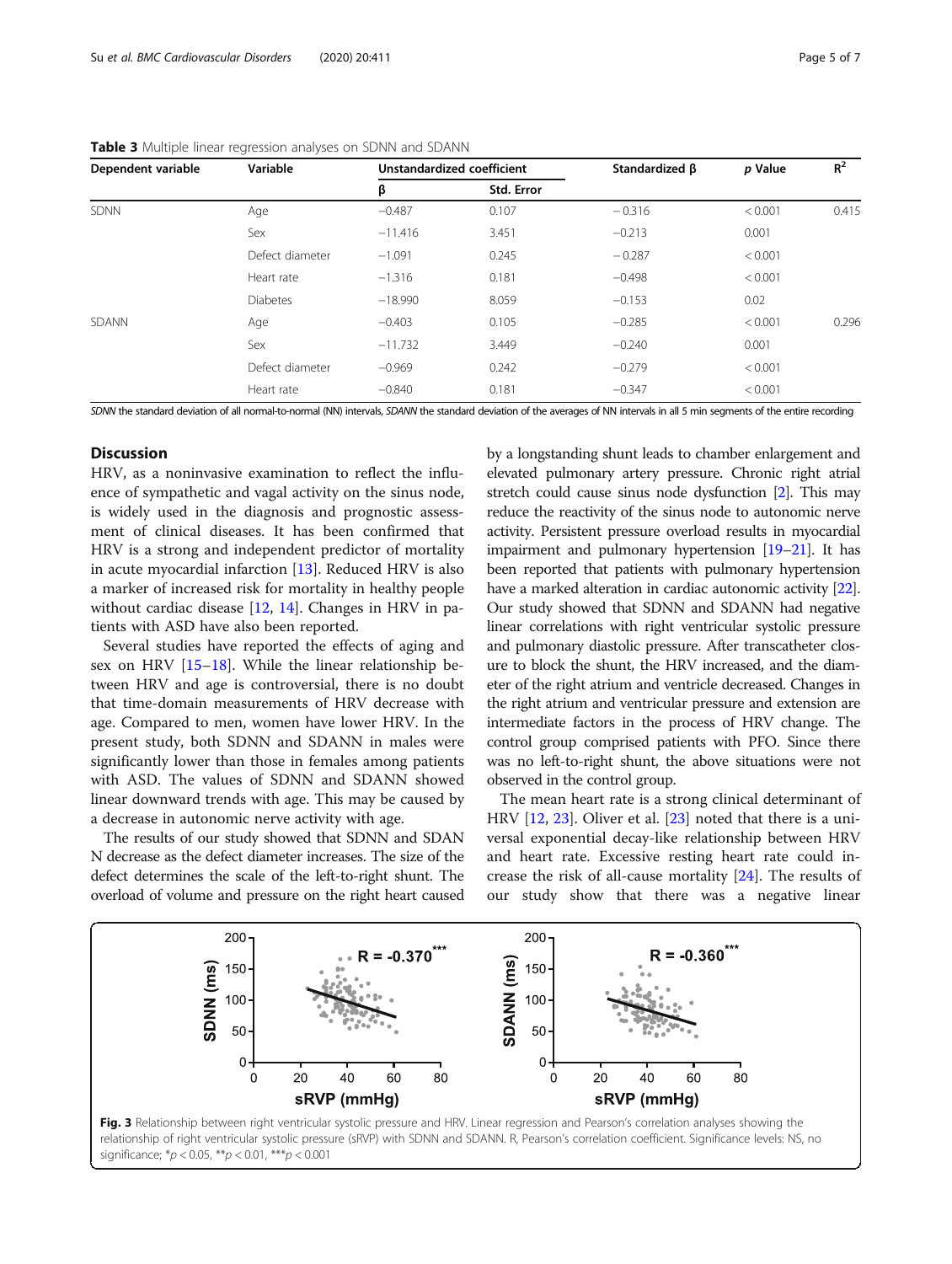**Table 3** Multiple linear regression analyses on SDNN and SDANN

| Dependent variable | Variable | Unstandardized coefficient | | Standardized β | *p* Value | $R^2$ |
|---|---|---|---|---|---|---|
| | | β | Std. Error | | | |
| SDNN | Age | −0.487 | 0.107 | − 0.316 | < 0.001 | 0.415 |
| | Sex | −11.416 | 3.451 | −0.213 | 0.001 | |
| | Defect diameter | −1.091 | 0.245 | − 0.287 | < 0.001 | |
| | Heart rate | −1.316 | 0.181 | −0.498 | < 0.001 | |
| | Diabetes | −18.990 | 8.059 | −0.153 | 0.02 | |
| SDANN | Age | −0.403 | 0.105 | −0.285 | < 0.001 | 0.296 |
| | Sex | −11.732 | 3.449 | −0.240 | 0.001 | |
| | Defect diameter | −0.969 | 0.242 | −0.279 | < 0.001 | |
| | Heart rate | −0.840 | 0.181 | −0.347 | < 0.001 | |

*SDNN* the standard deviation of all normal-to-normal (NN) intervals, *SDANN* the standard deviation of the averages of NN intervals in all 5 min segments of the entire recording

## Discussion

HRV, as a noninvasive examination to reflect the influence of sympathetic and vagal activity on the sinus node, is widely used in the diagnosis and prognostic assessment of clinical diseases. It has been confirmed that HRV is a strong and independent predictor of mortality in acute myocardial infarction [13]. Reduced HRV is also a marker of increased risk for mortality in healthy people without cardiac disease [12, 14]. Changes in HRV in patients with ASD have also been reported.

Several studies have reported the effects of aging and sex on HRV [15–18]. While the linear relationship between HRV and age is controversial, there is no doubt that time-domain measurements of HRV decrease with age. Compared to men, women have lower HRV. In the present study, both SDNN and SDANN in males were significantly lower than those in females among patients with ASD. The values of SDNN and SDANN showed linear downward trends with age. This may be caused by a decrease in autonomic nerve activity with age.

The results of our study showed that SDNN and SDANN decrease as the defect diameter increases. The size of the defect determines the scale of the left-to-right shunt. The overload of volume and pressure on the right heart caused by a longstanding shunt leads to chamber enlargement and elevated pulmonary artery pressure. Chronic right atrial stretch could cause sinus node dysfunction [2]. This may reduce the reactivity of the sinus node to autonomic nerve activity. Persistent pressure overload results in myocardial impairment and pulmonary hypertension [19–21]. It has been reported that patients with pulmonary hypertension have a marked alteration in cardiac autonomic activity [22]. Our study showed that SDNN and SDANN had negative linear correlations with right ventricular systolic pressure and pulmonary diastolic pressure. After transcatheter closure to block the shunt, the HRV increased, and the diameter of the right atrium and ventricle decreased. Changes in the right atrium and ventricular pressure and extension are intermediate factors in the process of HRV change. The control group comprised patients with PFO. Since there was no left-to-right shunt, the above situations were not observed in the control group.

The mean heart rate is a strong clinical determinant of HRV [12, 23]. Oliver et al. [23] noted that there is a universal exponential decay-like relationship between HRV and heart rate. Excessive resting heart rate could increase the risk of all-cause mortality [24]. The results of our study show that there was a negative linear

**Fig. 3** Relationship between right ventricular systolic pressure and HRV. Linear regression and Pearson's correlation analyses showing the relationship of right ventricular systolic pressure (sRVP) with SDNN and SDANN. R, Pearson's correlation coefficient. Significance levels: NS, no significance; \*$p < 0.05$, \*\*$p < 0.01$, \*\*\*$p < 0.001$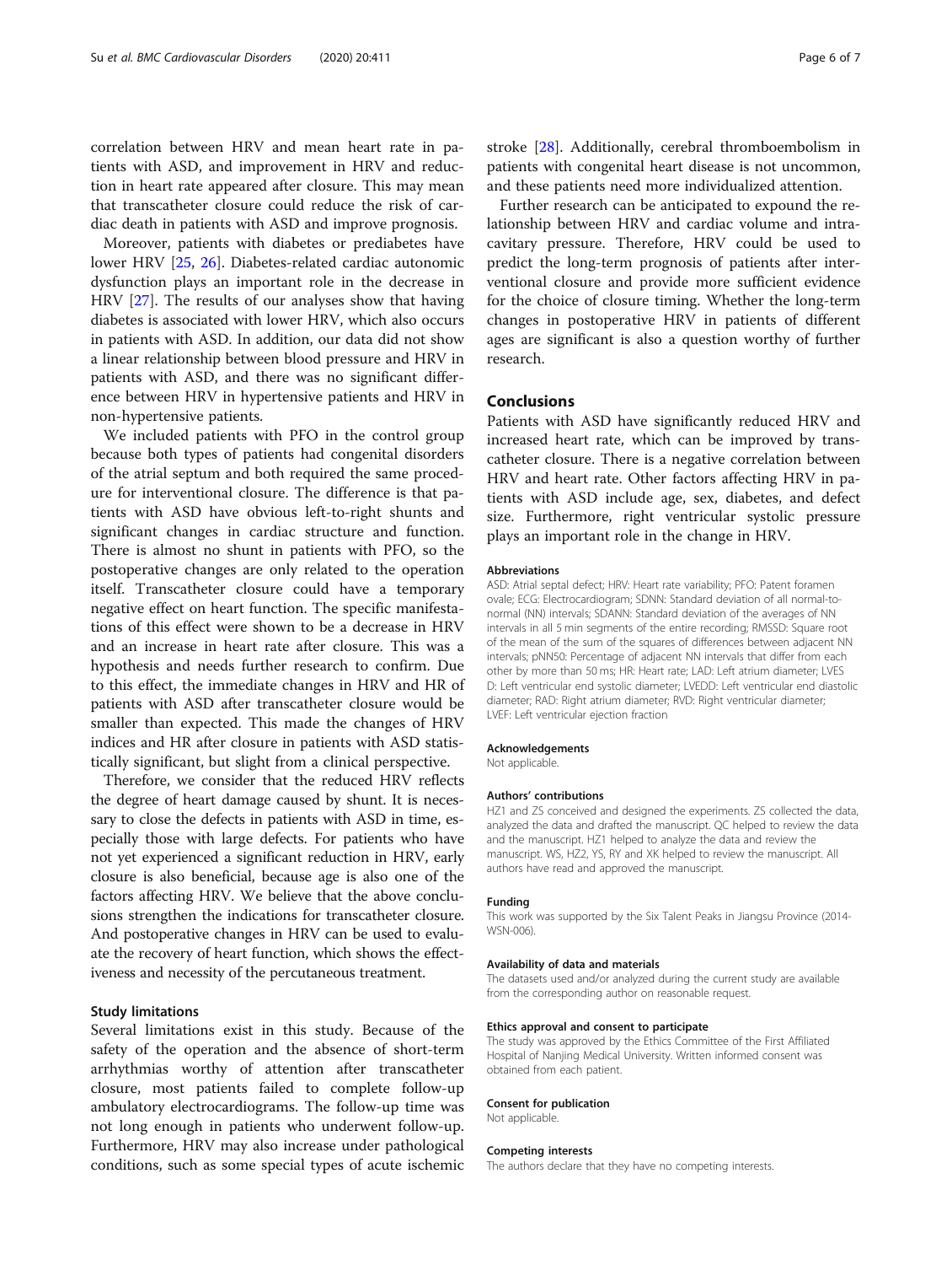correlation between HRV and mean heart rate in patients with ASD, and improvement in HRV and reduction in heart rate appeared after closure. This may mean that transcatheter closure could reduce the risk of cardiac death in patients with ASD and improve prognosis.

Moreover, patients with diabetes or prediabetes have lower HRV [25, 26]. Diabetes-related cardiac autonomic dysfunction plays an important role in the decrease in HRV [27]. The results of our analyses show that having diabetes is associated with lower HRV, which also occurs in patients with ASD. In addition, our data did not show a linear relationship between blood pressure and HRV in patients with ASD, and there was no significant difference between HRV in hypertensive patients and HRV in non-hypertensive patients.

We included patients with PFO in the control group because both types of patients had congenital disorders of the atrial septum and both required the same procedure for interventional closure. The difference is that patients with ASD have obvious left-to-right shunts and significant changes in cardiac structure and function. There is almost no shunt in patients with PFO, so the postoperative changes are only related to the operation itself. Transcatheter closure could have a temporary negative effect on heart function. The specific manifestations of this effect were shown to be a decrease in HRV and an increase in heart rate after closure. This was a hypothesis and needs further research to confirm. Due to this effect, the immediate changes in HRV and HR of patients with ASD after transcatheter closure would be smaller than expected. This made the changes of HRV indices and HR after closure in patients with ASD statistically significant, but slight from a clinical perspective.

Therefore, we consider that the reduced HRV reflects the degree of heart damage caused by shunt. It is necessary to close the defects in patients with ASD in time, especially those with large defects. For patients who have not yet experienced a significant reduction in HRV, early closure is also beneficial, because age is also one of the factors affecting HRV. We believe that the above conclusions strengthen the indications for transcatheter closure. And postoperative changes in HRV can be used to evaluate the recovery of heart function, which shows the effectiveness and necessity of the percutaneous treatment.

### Study limitations

Several limitations exist in this study. Because of the safety of the operation and the absence of short-term arrhythmias worthy of attention after transcatheter closure, most patients failed to complete follow-up ambulatory electrocardiograms. The follow-up time was not long enough in patients who underwent follow-up. Furthermore, HRV may also increase under pathological conditions, such as some special types of acute ischemic stroke [28]. Additionally, cerebral thromboembolism in patients with congenital heart disease is not uncommon, and these patients need more individualized attention.

Further research can be anticipated to expound the relationship between HRV and cardiac volume and intracavitary pressure. Therefore, HRV could be used to predict the long-term prognosis of patients after interventional closure and provide more sufficient evidence for the choice of closure timing. Whether the long-term changes in postoperative HRV in patients of different ages are significant is also a question worthy of further research.

## Conclusions

Patients with ASD have significantly reduced HRV and increased heart rate, which can be improved by transcatheter closure. There is a negative correlation between HRV and heart rate. Other factors affecting HRV in patients with ASD include age, sex, diabetes, and defect size. Furthermore, right ventricular systolic pressure plays an important role in the change in HRV.

#### Abbreviations

ASD: Atrial septal defect; HRV: Heart rate variability; PFO: Patent foramen ovale; ECG: Electrocardiogram; SDNN: Standard deviation of all normal-to-normal (NN) intervals; SDANN: Standard deviation of the averages of NN intervals in all 5 min segments of the entire recording; RMSSD: Square root of the mean of the sum of the squares of differences between adjacent NN intervals; pNN50: Percentage of adjacent NN intervals that differ from each other by more than 50 ms; HR: Heart rate; LAD: Left atrium diameter; LVESD: Left ventricular end systolic diameter; LVEDD: Left ventricular end diastolic diameter; RAD: Right atrium diameter; RVD: Right ventricular diameter; LVEF: Left ventricular ejection fraction

#### Acknowledgements

Not applicable.

#### Authors' contributions

HZ1 and ZS conceived and designed the experiments. ZS collected the data, analyzed the data and drafted the manuscript. QC helped to review the data and the manuscript. HZ1 helped to analyze the data and review the manuscript. WS, HZ2, YS, RY and XK helped to review the manuscript. All authors have read and approved the manuscript.

#### Funding

This work was supported by the Six Talent Peaks in Jiangsu Province (2014-WSN-006).

#### Availability of data and materials

The datasets used and/or analyzed during the current study are available from the corresponding author on reasonable request.

#### Ethics approval and consent to participate

The study was approved by the Ethics Committee of the First Affiliated Hospital of Nanjing Medical University. Written informed consent was obtained from each patient.

#### Consent for publication

Not applicable.

#### Competing interests

The authors declare that they have no competing interests.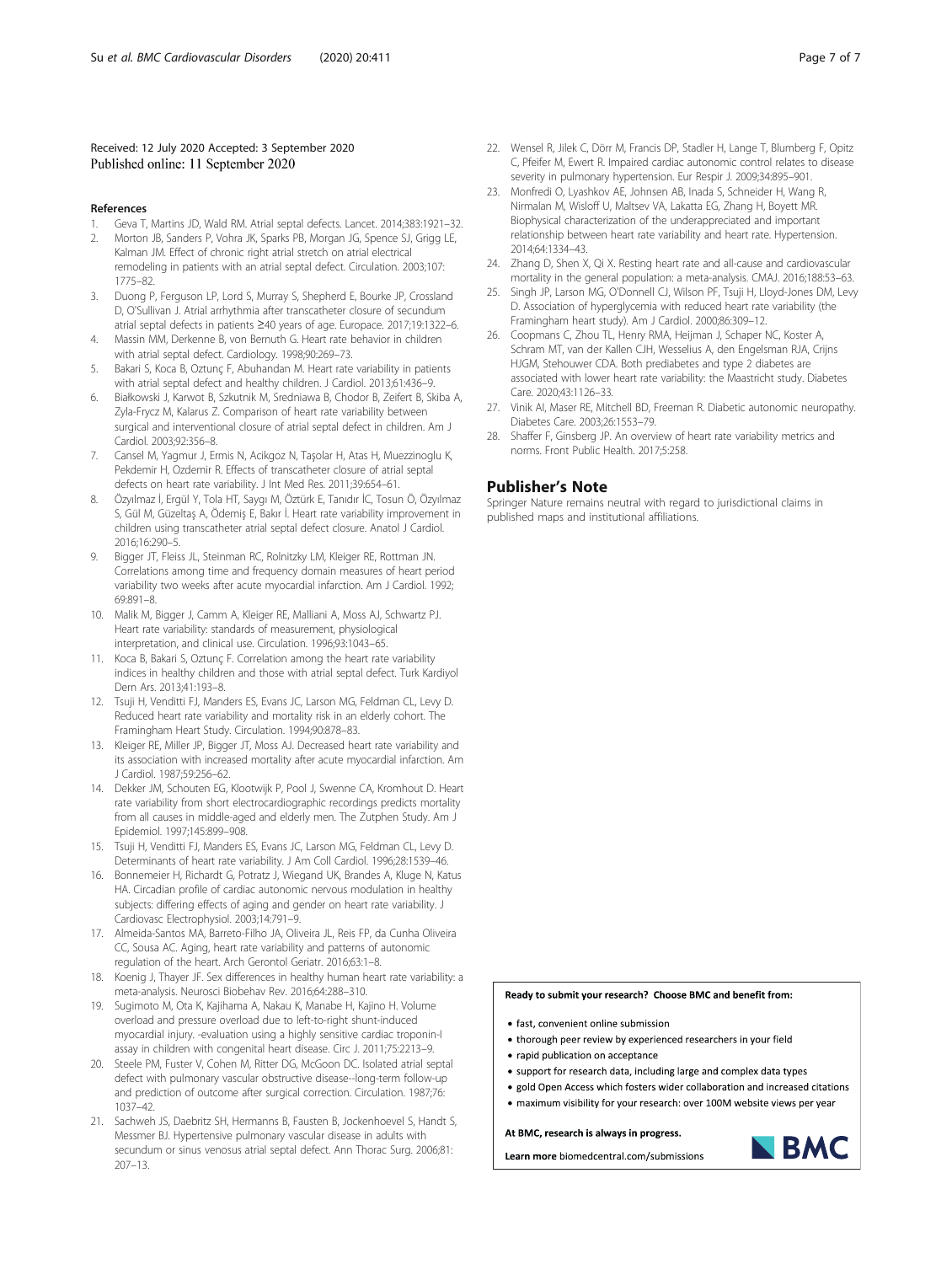Received: 12 July 2020 Accepted: 3 September 2020
Published online: 11 September 2020

### References

1. Geva T, Martins JD, Wald RM. Atrial septal defects. Lancet. 2014;383:1921–32.
2. Morton JB, Sanders P, Vohra JK, Sparks PB, Morgan JG, Spence SJ, Grigg LE, Kalman JM. Effect of chronic right atrial stretch on atrial electrical remodeling in patients with an atrial septal defect. Circulation. 2003;107:1775–82.
3. Duong P, Ferguson LP, Lord S, Murray S, Shepherd E, Bourke JP, Crossland D, O'Sullivan J. Atrial arrhythmia after transcatheter closure of secundum atrial septal defects in patients ≥40 years of age. Europace. 2017;19:1322–6.
4. Massin MM, Derkenne B, von Bernuth G. Heart rate behavior in children with atrial septal defect. Cardiology. 1998;90:269–73.
5. Bakari S, Koca B, Oztunç F, Abuhandan M. Heart rate variability in patients with atrial septal defect and healthy children. J Cardiol. 2013;61:436–9.
6. Białkowski J, Karwot B, Szkutnik M, Sredniawa B, Chodor B, Zeifert B, Skiba A, Zyla-Frycz M, Kalarus Z. Comparison of heart rate variability between surgical and interventional closure of atrial septal defect in children. Am J Cardiol. 2003;92:356–8.
7. Cansel M, Yagmur J, Ermis N, Acikgoz N, Taşolar H, Atas H, Muezzinoglu K, Pekdemir H, Ozdemir R. Effects of transcatheter closure of atrial septal defects on heart rate variability. J Int Med Res. 2011;39:654–61.
8. Özyılmaz İ, Ergül Y, Tola HT, Saygı M, Öztürk E, Tanıdır İC, Tosun Ö, Özyılmaz S, Gül M, Güzeltaş A, Ödemiş E, Bakır İ. Heart rate variability improvement in children using transcatheter atrial septal defect closure. Anatol J Cardiol. 2016;16:290–5.
9. Bigger JT, Fleiss JL, Steinman RC, Rolnitzky LM, Kleiger RE, Rottman JN. Correlations among time and frequency domain measures of heart period variability two weeks after acute myocardial infarction. Am J Cardiol. 1992;69:891–8.
10. Malik M, Bigger J, Camm A, Kleiger RE, Malliani A, Moss AJ, Schwartz PJ. Heart rate variability: standards of measurement, physiological interpretation, and clinical use. Circulation. 1996;93:1043–65.
11. Koca B, Bakari S, Oztunç F. Correlation among the heart rate variability indices in healthy children and those with atrial septal defect. Turk Kardiyol Dern Ars. 2013;41:193–8.
12. Tsuji H, Venditti FJ, Manders ES, Evans JC, Larson MG, Feldman CL, Levy D. Reduced heart rate variability and mortality risk in an elderly cohort. The Framingham Heart Study. Circulation. 1994;90:878–83.
13. Kleiger RE, Miller JP, Bigger JT, Moss AJ. Decreased heart rate variability and its association with increased mortality after acute myocardial infarction. Am J Cardiol. 1987;59:256–62.
14. Dekker JM, Schouten EG, Klootwijk P, Pool J, Swenne CA, Kromhout D. Heart rate variability from short electrocardiographic recordings predicts mortality from all causes in middle-aged and elderly men. The Zutphen Study. Am J Epidemiol. 1997;145:899–908.
15. Tsuji H, Venditti FJ, Manders ES, Evans JC, Larson MG, Feldman CL, Levy D. Determinants of heart rate variability. J Am Coll Cardiol. 1996;28:1539–46.
16. Bonnemeier H, Richardt G, Potratz J, Wiegand UK, Brandes A, Kluge N, Katus HA. Circadian profile of cardiac autonomic nervous modulation in healthy subjects: differing effects of aging and gender on heart rate variability. J Cardiovasc Electrophysiol. 2003;14:791–9.
17. Almeida-Santos MA, Barreto-Filho JA, Oliveira JL, Reis FP, da Cunha Oliveira CC, Sousa AC. Aging, heart rate variability and patterns of autonomic regulation of the heart. Arch Gerontol Geriatr. 2016;63:1–8.
18. Koenig J, Thayer JF. Sex differences in healthy human heart rate variability: a meta-analysis. Neurosci Biobehav Rev. 2016;64:288–310.
19. Sugimoto M, Ota K, Kajihama A, Nakau K, Manabe H, Kajino H. Volume overload and pressure overload due to left-to-right shunt-induced myocardial injury. -evaluation using a highly sensitive cardiac troponin-I assay in children with congenital heart disease. Circ J. 2011;75:2213–9.
20. Steele PM, Fuster V, Cohen M, Ritter DG, McGoon DC. Isolated atrial septal defect with pulmonary vascular obstructive disease--long-term follow-up and prediction of outcome after surgical correction. Circulation. 1987;76:1037–42.
21. Sachweh JS, Daebritz SH, Hermanns B, Fausten B, Jockenhoevel S, Handt S, Messmer BJ. Hypertensive pulmonary vascular disease in adults with secundum or sinus venosus atrial septal defect. Ann Thorac Surg. 2006;81:207–13.
22. Wensel R, Jilek C, Dörr M, Francis DP, Stadler H, Lange T, Blumberg F, Opitz C, Pfeifer M, Ewert R. Impaired cardiac autonomic control relates to disease severity in pulmonary hypertension. Eur Respir J. 2009;34:895–901.
23. Monfredi O, Lyashkov AE, Johnsen AB, Inada S, Schneider H, Wang R, Nirmalan M, Wisloff U, Maltsev VA, Lakatta EG, Zhang H, Boyett MR. Biophysical characterization of the underappreciated and important relationship between heart rate variability and heart rate. Hypertension. 2014;64:1334–43.
24. Zhang D, Shen X, Qi X. Resting heart rate and all-cause and cardiovascular mortality in the general population: a meta-analysis. CMAJ. 2016;188:53–63.
25. Singh JP, Larson MG, O'Donnell CJ, Wilson PF, Tsuji H, Lloyd-Jones DM, Levy D. Association of hyperglycemia with reduced heart rate variability (the Framingham heart study). Am J Cardiol. 2000;86:309–12.
26. Coopmans C, Zhou TL, Henry RMA, Heijman J, Schaper NC, Koster A, Schram MT, van der Kallen CJH, Wesselius A, den Engelsman RJA, Crijns HJGM, Stehouwer CDA. Both prediabetes and type 2 diabetes are associated with lower heart rate variability: the Maastricht study. Diabetes Care. 2020;43:1126–33.
27. Vinik AI, Maser RE, Mitchell BD, Freeman R. Diabetic autonomic neuropathy. Diabetes Care. 2003;26:1553–79.
28. Shaffer F, Ginsberg JP. An overview of heart rate variability metrics and norms. Front Public Health. 2017;5:258.

## Publisher's Note

Springer Nature remains neutral with regard to jurisdictional claims in published maps and institutional affiliations.

**Ready to submit your research? Choose BMC and benefit from:**

- fast, convenient online submission
- thorough peer review by experienced researchers in your field
- rapid publication on acceptance
- support for research data, including large and complex data types
- gold Open Access which fosters wider collaboration and increased citations
- maximum visibility for your research: over 100M website views per year

**At BMC, research is always in progress.**

**Learn more** biomedcentral.com/submissions

BMC